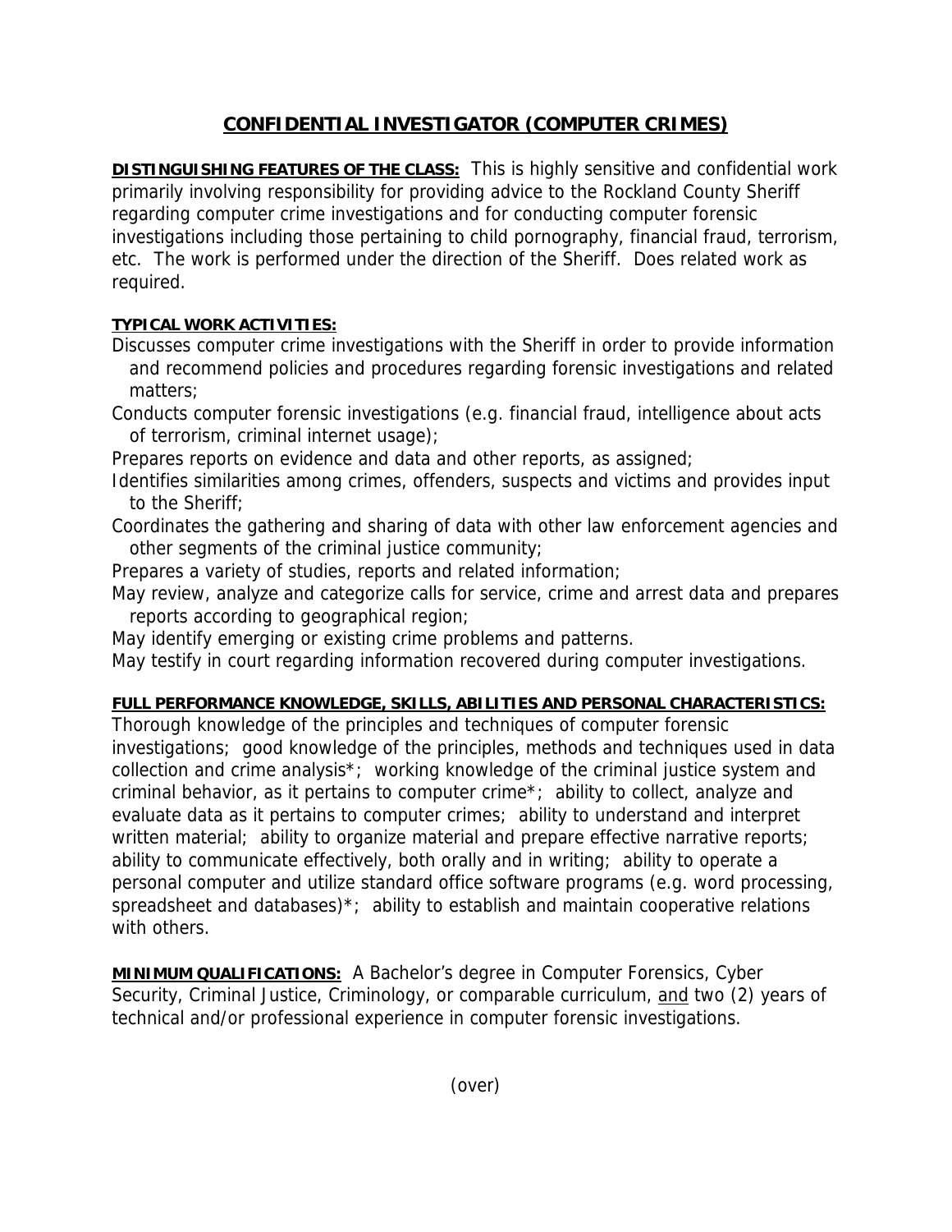# CONFIDENTIAL INVESTIGATOR (COMPUTER CRIMES)

**DISTINGUISHING FEATURES OF THE CLASS:** This is highly sensitive and confidential work primarily involving responsibility for providing advice to the Rockland County Sheriff regarding computer crime investigations and for conducting computer forensic investigations including those pertaining to child pornography, financial fraud, terrorism, etc. The work is performed under the direction of the Sheriff. Does related work as required.

**TYPICAL WORK ACTIVITIES:**

Discusses computer crime investigations with the Sheriff in order to provide information and recommend policies and procedures regarding forensic investigations and related matters;

Conducts computer forensic investigations (e.g. financial fraud, intelligence about acts of terrorism, criminal internet usage);

Prepares reports on evidence and data and other reports, as assigned;

Identifies similarities among crimes, offenders, suspects and victims and provides input to the Sheriff;

Coordinates the gathering and sharing of data with other law enforcement agencies and other segments of the criminal justice community;

Prepares a variety of studies, reports and related information;

May review, analyze and categorize calls for service, crime and arrest data and prepares reports according to geographical region;

May identify emerging or existing crime problems and patterns.

May testify in court regarding information recovered during computer investigations.

**FULL PERFORMANCE KNOWLEDGE, SKILLS, ABILITIES AND PERSONAL CHARACTERISTICS:**

Thorough knowledge of the principles and techniques of computer forensic investigations; good knowledge of the principles, methods and techniques used in data collection and crime analysis*; working knowledge of the criminal justice system and criminal behavior, as it pertains to computer crime*; ability to collect, analyze and evaluate data as it pertains to computer crimes; ability to understand and interpret written material; ability to organize material and prepare effective narrative reports; ability to communicate effectively, both orally and in writing; ability to operate a personal computer and utilize standard office software programs (e.g. word processing, spreadsheet and databases)*; ability to establish and maintain cooperative relations with others.

**MINIMUM QUALIFICATIONS:** A Bachelor's degree in Computer Forensics, Cyber Security, Criminal Justice, Criminology, or comparable curriculum, <u>and</u> two (2) years of technical and/or professional experience in computer forensic investigations.

(over)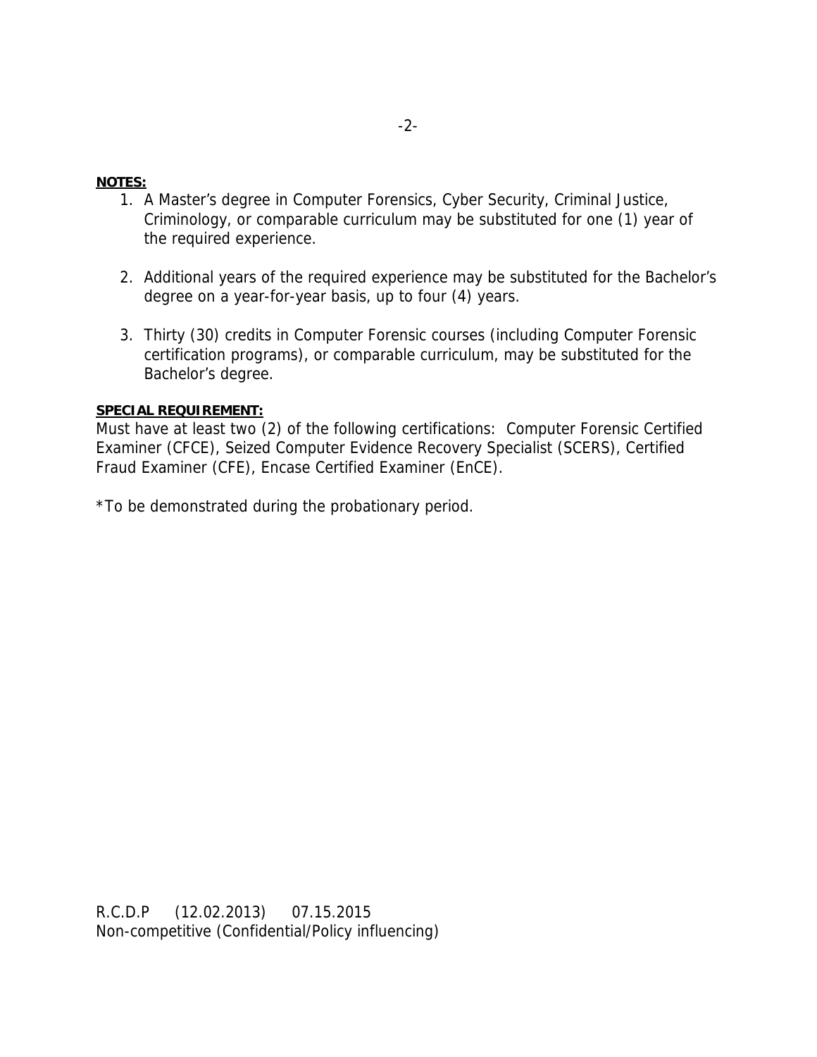**NOTES:**

1. A Master's degree in Computer Forensics, Cyber Security, Criminal Justice, Criminology, or comparable curriculum may be substituted for one (1) year of the required experience.

2. Additional years of the required experience may be substituted for the Bachelor's degree on a year-for-year basis, up to four (4) years.

3. Thirty (30) credits in Computer Forensic courses (including Computer Forensic certification programs), or comparable curriculum, may be substituted for the Bachelor's degree.

**SPECIAL REQUIREMENT:**

Must have at least two (2) of the following certifications: Computer Forensic Certified Examiner (CFCE), Seized Computer Evidence Recovery Specialist (SCERS), Certified Fraud Examiner (CFE), Encase Certified Examiner (EnCE).

*To be demonstrated during the probationary period.

R.C.D.P (12.02.2013) 07.15.2015
Non-competitive (Confidential/Policy influencing)